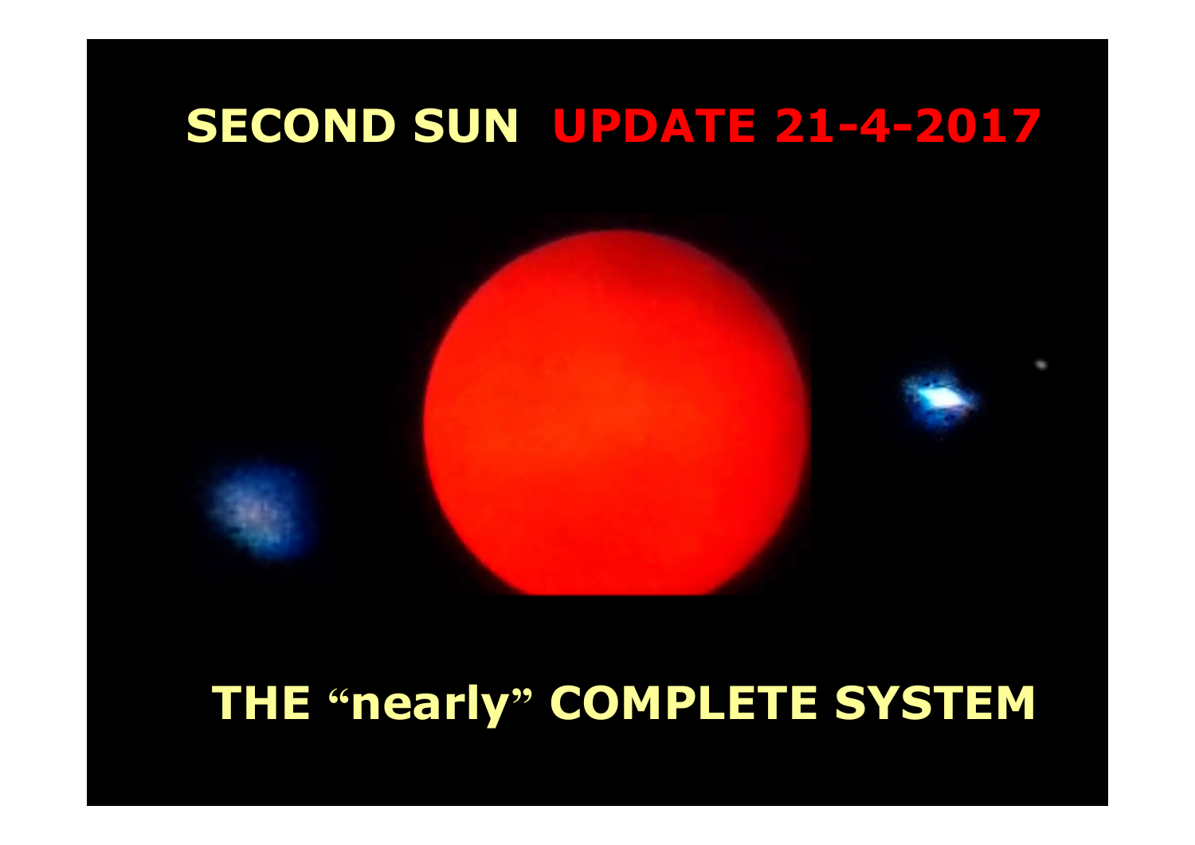# SECOND SUN UPDATE 21-4-2017

## THE "nearly" COMPLETE SYSTEM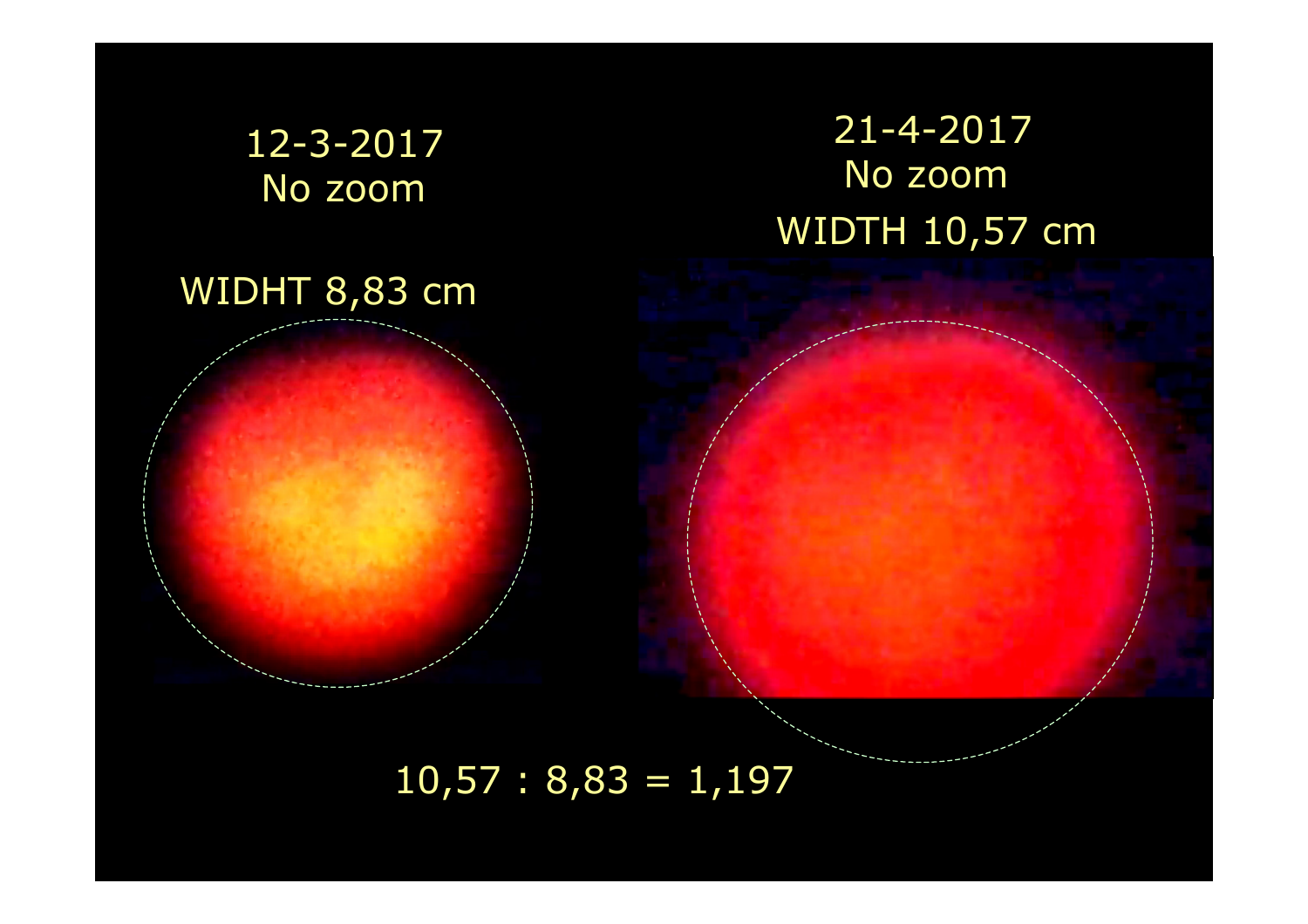12-3-2017
No zoom

WIDHT 8,83 cm

21-4-2017
No zoom

WIDTH 10,57 cm

10,57 : 8,83 = 1,197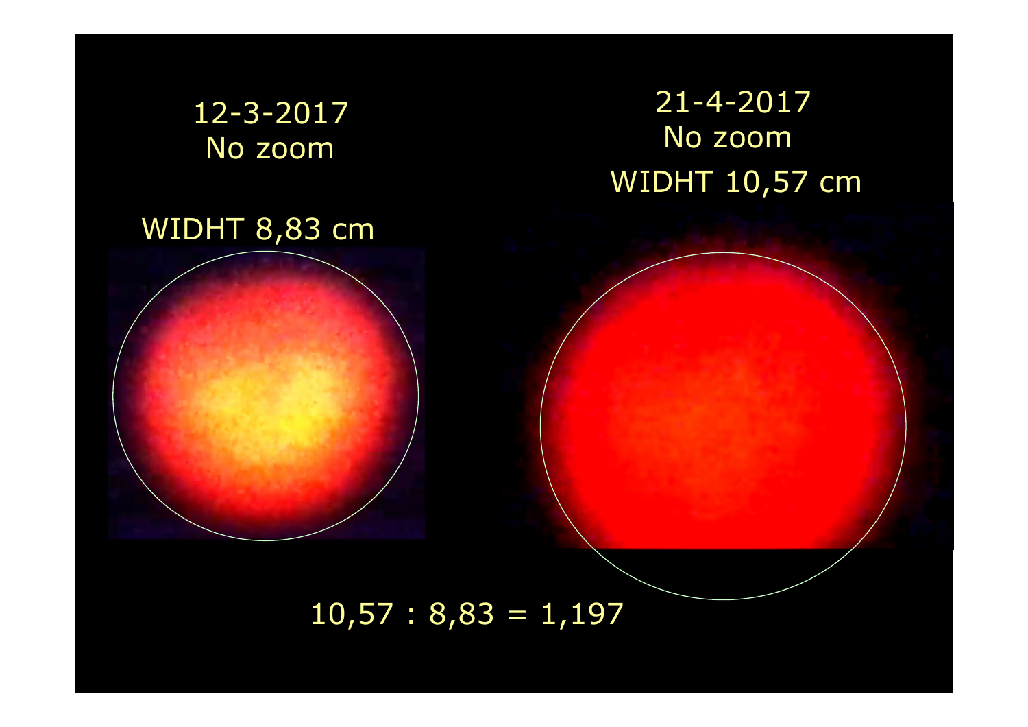12-3-2017
No zoom

WIDHT 8,83 cm

21-4-2017
No zoom

WIDHT 10,57 cm

10,57 : 8,83 = 1,197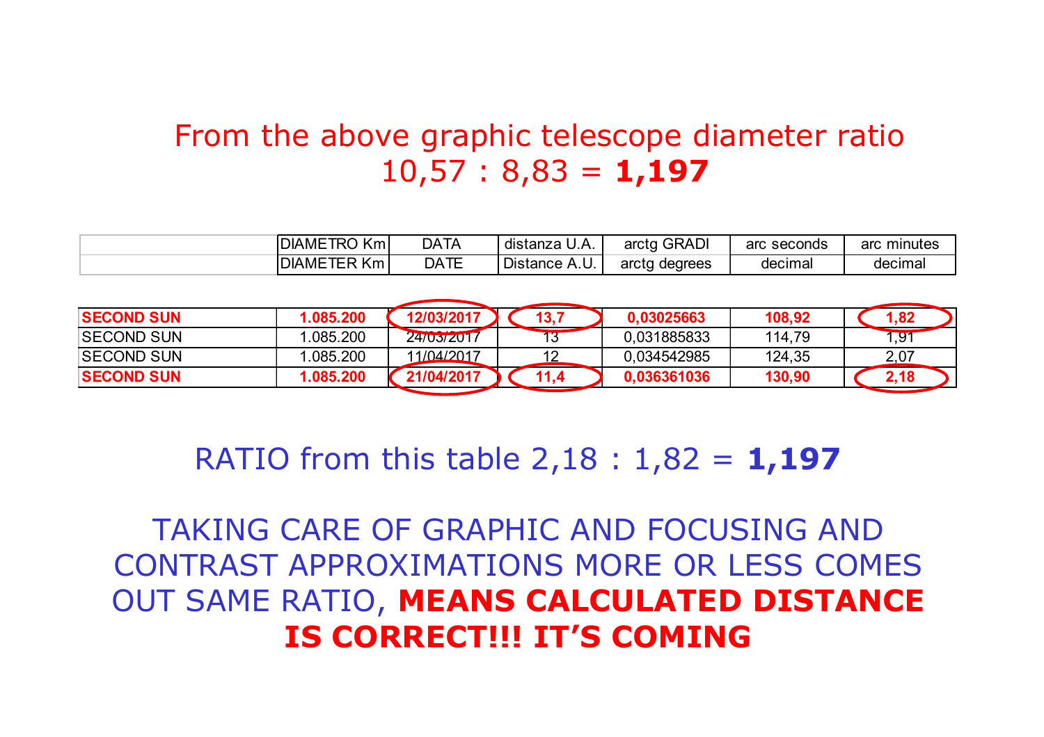From the above graphic telescope diameter ratio
10,57 : 8,83 = **1,197**

| | DIAMETRO Km | DATA | distanza U.A. | arctg GRADI | arc seconds | arc minutes |
|---|---|---|---|---|---|---|
| | DIAMETER Km | DATE | Distance A.U. | arctg degrees | decimal | decimal |
| **SECOND SUN** | **1.085.200** | **12/03/2017** | **13,7** | **0,03025663** | **108,92** | **1,82** |
| SECOND SUN | 1.085.200 | 24/03/2017 | 13 | 0,031885833 | 114,79 | 1,91 |
| SECOND SUN | 1.085.200 | 11/04/2017 | 12 | 0,034542985 | 124,35 | 2,07 |
| **SECOND SUN** | **1.085.200** | **21/04/2017** | **11,4** | **0,036361036** | **130,90** | **2,18** |

RATIO from this table 2,18 : 1,82 = **1,197**

TAKING CARE OF GRAPHIC AND FOCUSING AND CONTRAST APPROXIMATIONS MORE OR LESS COMES OUT SAME RATIO, **MEANS CALCULATED DISTANCE IS CORRECT!!! IT'S COMING**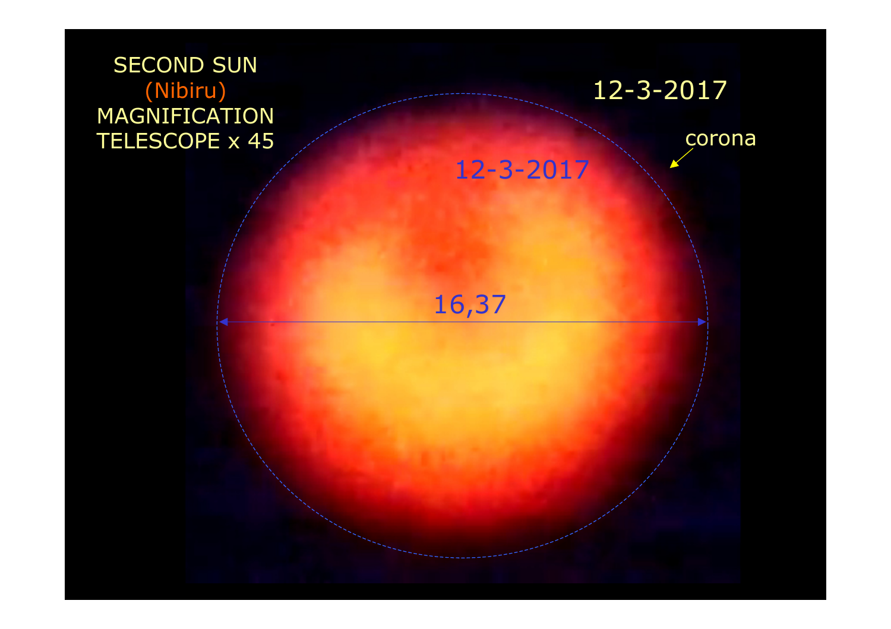SECOND SUN
(Nibiru)
MAGNIFICATION
TELESCOPE x 45

12-3-2017

corona

12-3-2017

16,37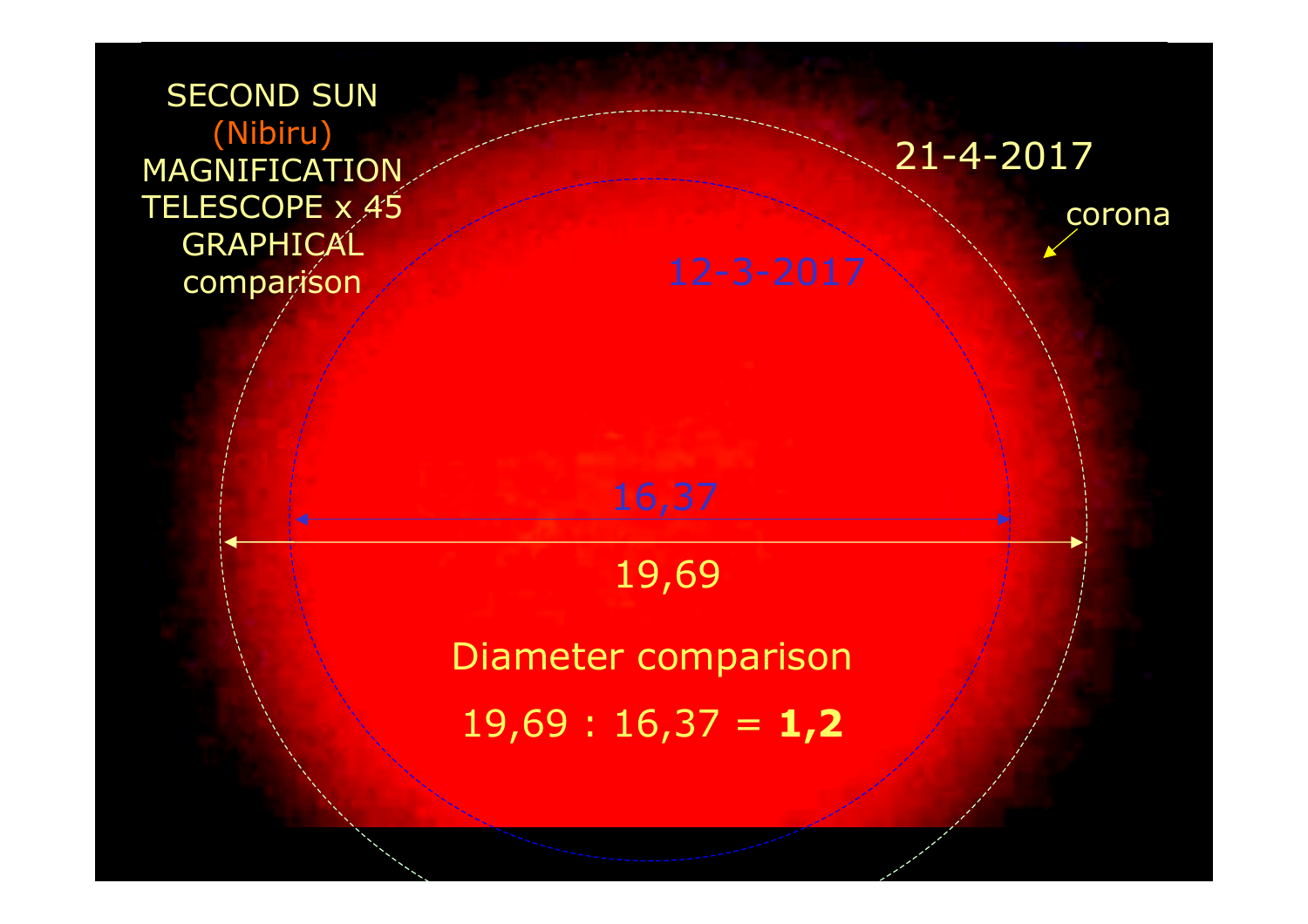SECOND SUN

(Nibiru)

MAGNIFICATION TELESCOPE x 45 GRAPHICAL comparison

21-4-2017

corona

12-3-2017

16,37

19,69

Diameter comparison

19,69 : 16,37 = **1,2**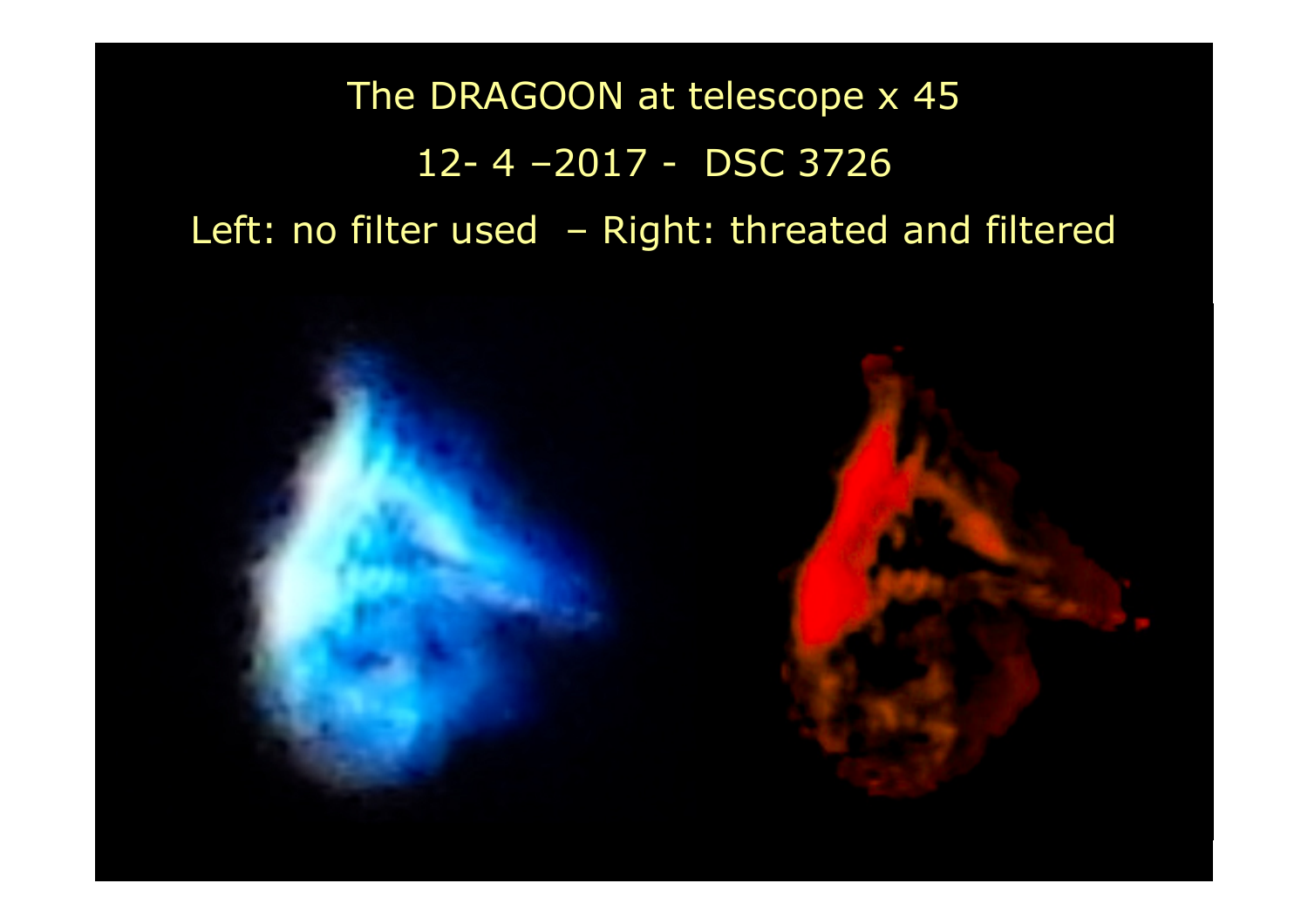The DRAGOON at telescope x 45

12- 4 –2017 - DSC 3726

Left: no filter used – Right: threated and filtered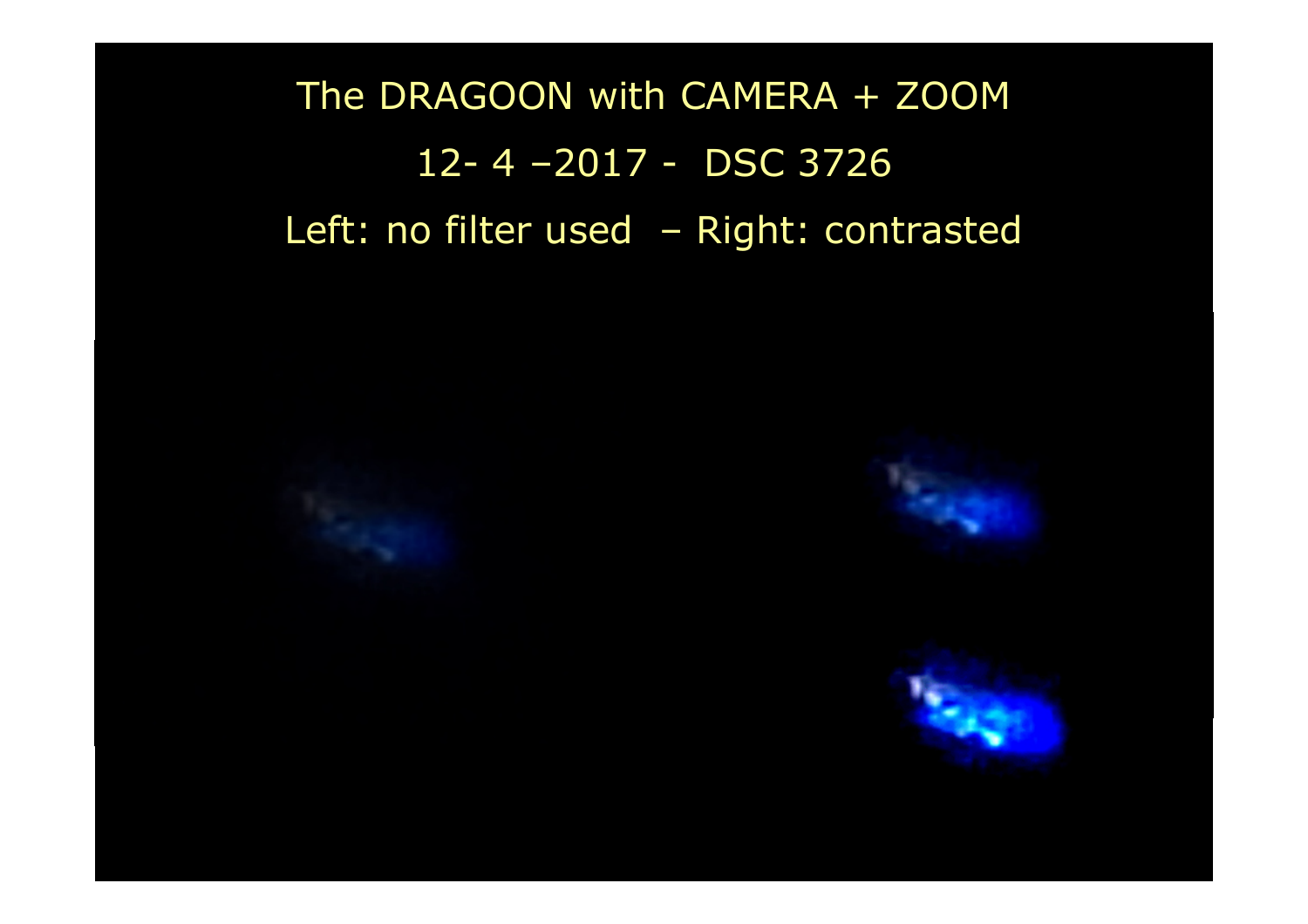The DRAGOON with CAMERA + ZOOM

12- 4 –2017 - DSC 3726

Left: no filter used – Right: contrasted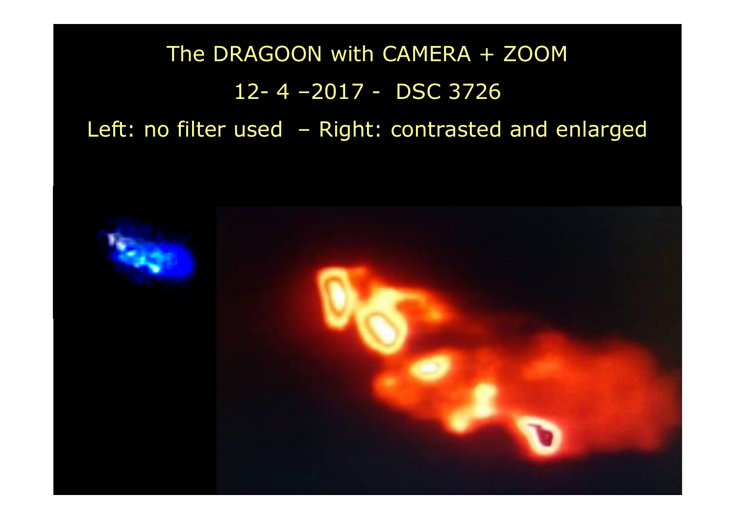The DRAGOON with CAMERA + ZOOM

12- 4 –2017 - DSC 3726

Left: no filter used – Right: contrasted and enlarged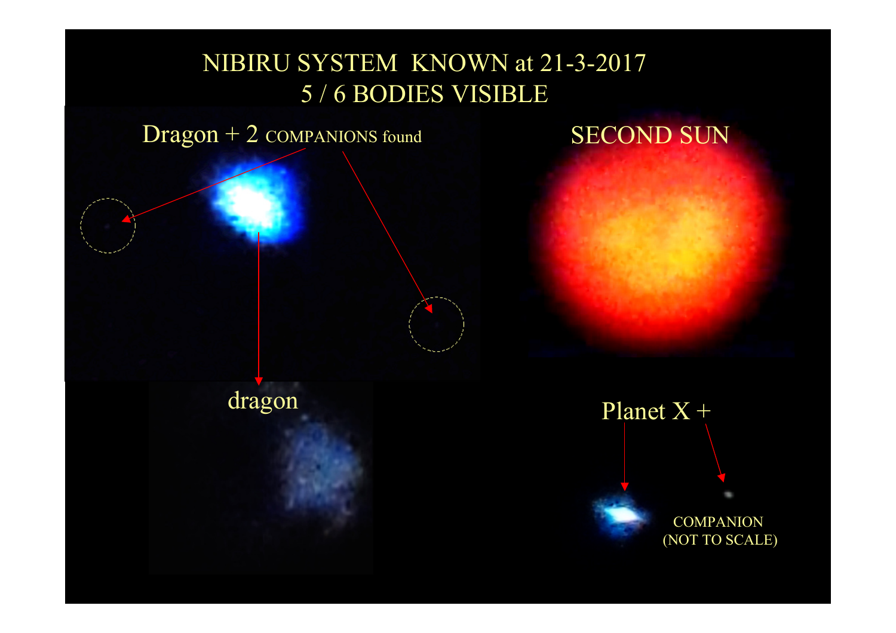# NIBIRU SYSTEM KNOWN at 21-3-2017

## 5 / 6 BODIES VISIBLE

Dragon + 2 COMPANIONS found

SECOND SUN

dragon

Planet X +

COMPANION
(NOT TO SCALE)